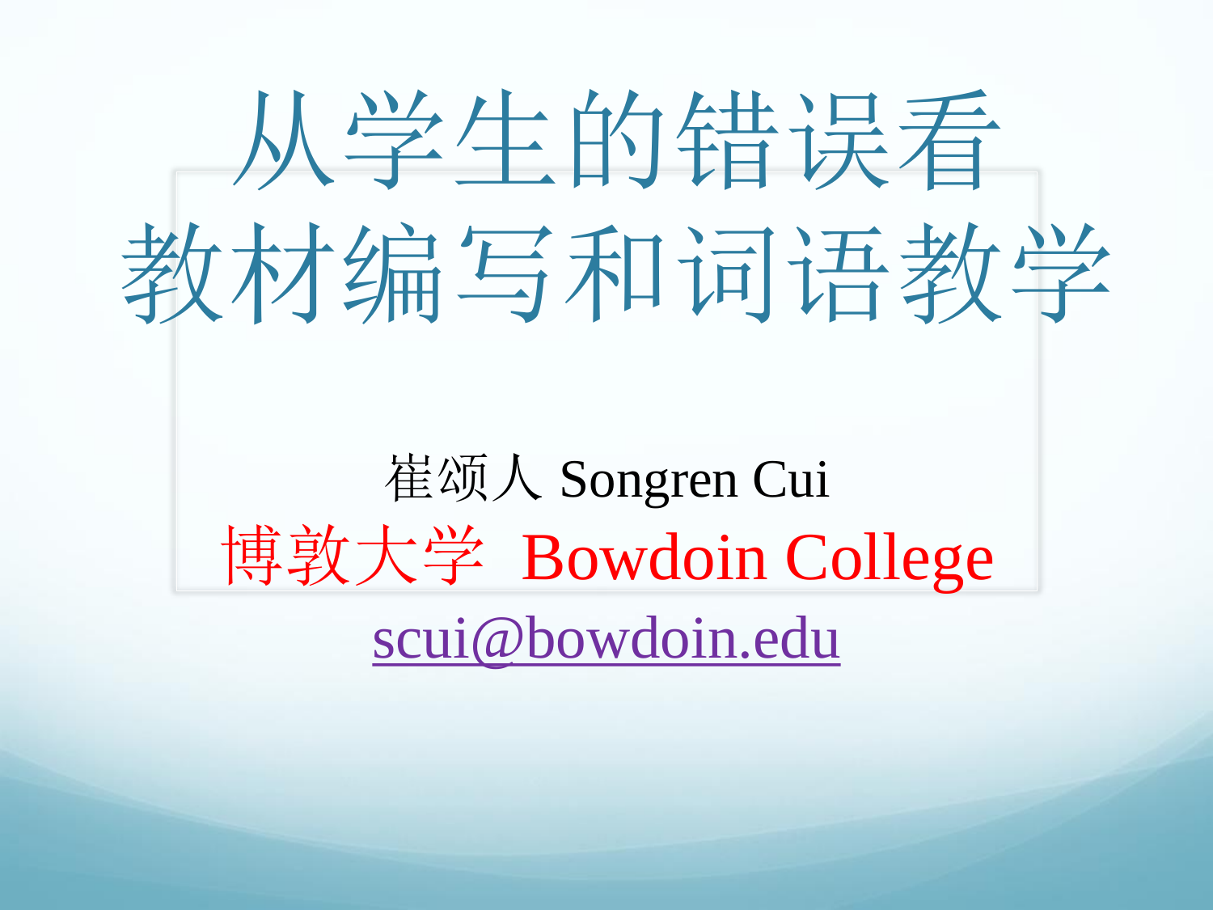# 从学生的错误看教材编写和词语教学

崔颂人 Songren Cui

博敦大学 Bowdoin College

scui@bowdoin.edu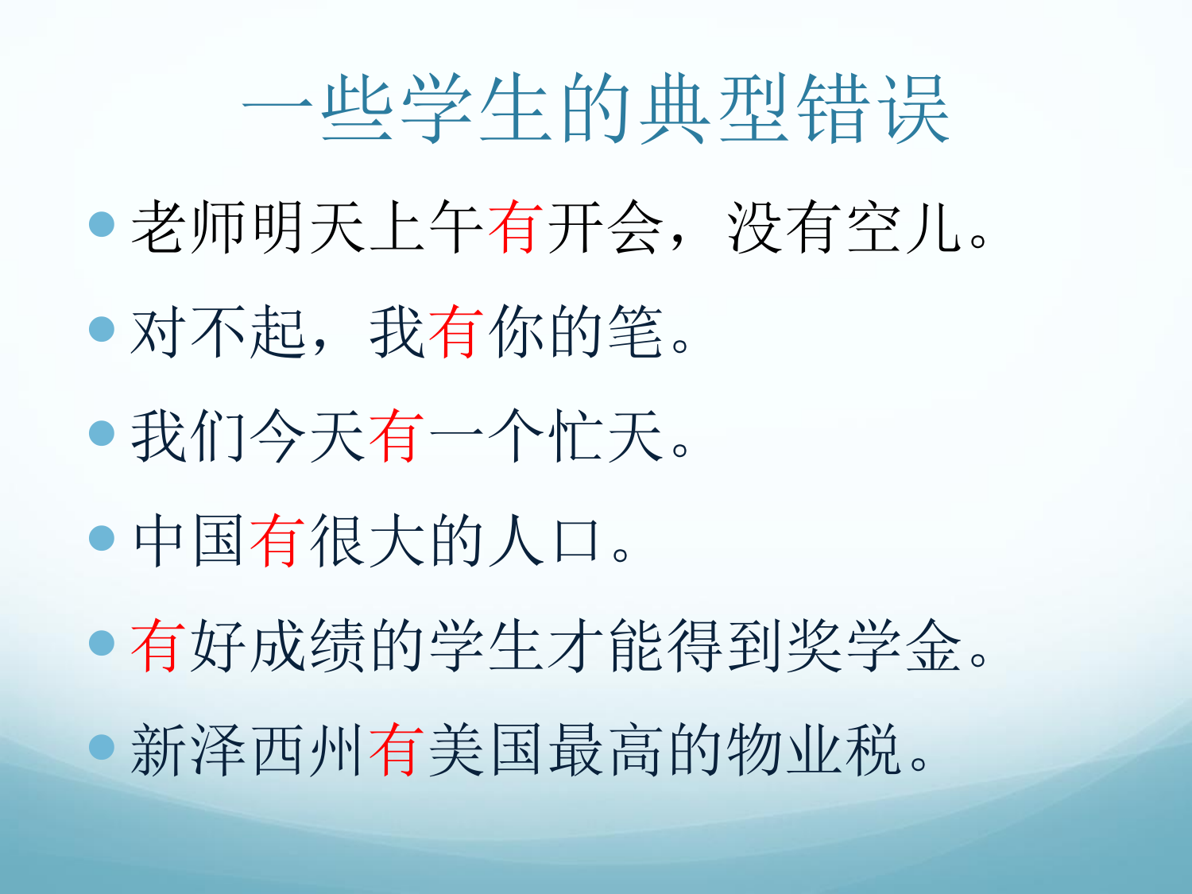# 一些学生的典型错误

- 老师明天上午有开会，没有空儿。
- 对不起，我有你的笔。
- 我们今天有一个忙天。
- 中国有很大的人口。
- 有好成绩的学生才能得到奖学金。
- 新泽西州有美国最高的物业税。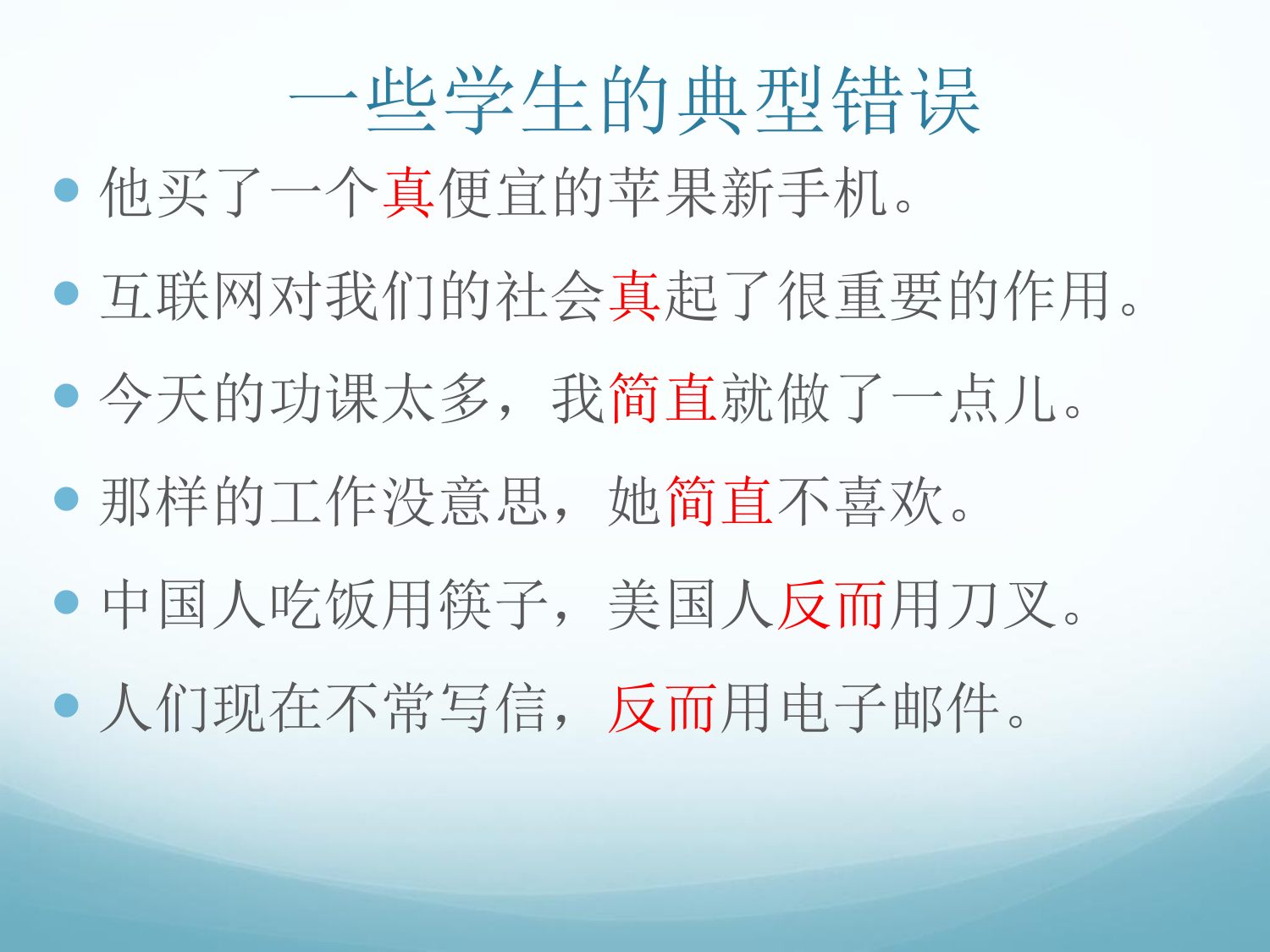# 一些学生的典型错误

- 他买了一个真便宜的苹果新手机。
- 互联网对我们的社会真起了很重要的作用。
- 今天的功课太多，我简直就做了一点儿。
- 那样的工作没意思，她简直不喜欢。
- 中国人吃饭用筷子，美国人反而用刀叉。
- 人们现在不常写信，反而用电子邮件。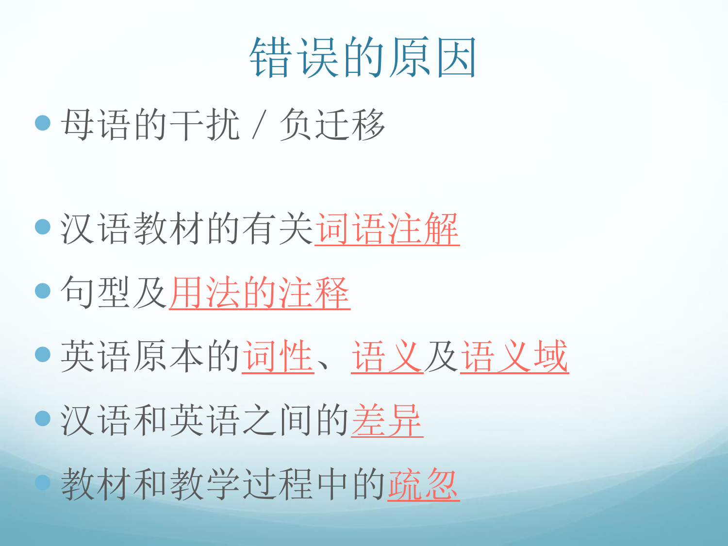# 错误的原因

- 母语的干扰 / 负迁移

- 汉语教材的有关词语注解
- 句型及用法的注释
- 英语原本的词性、语义及语义域
- 汉语和英语之间的差异
- 教材和教学过程中的疏忽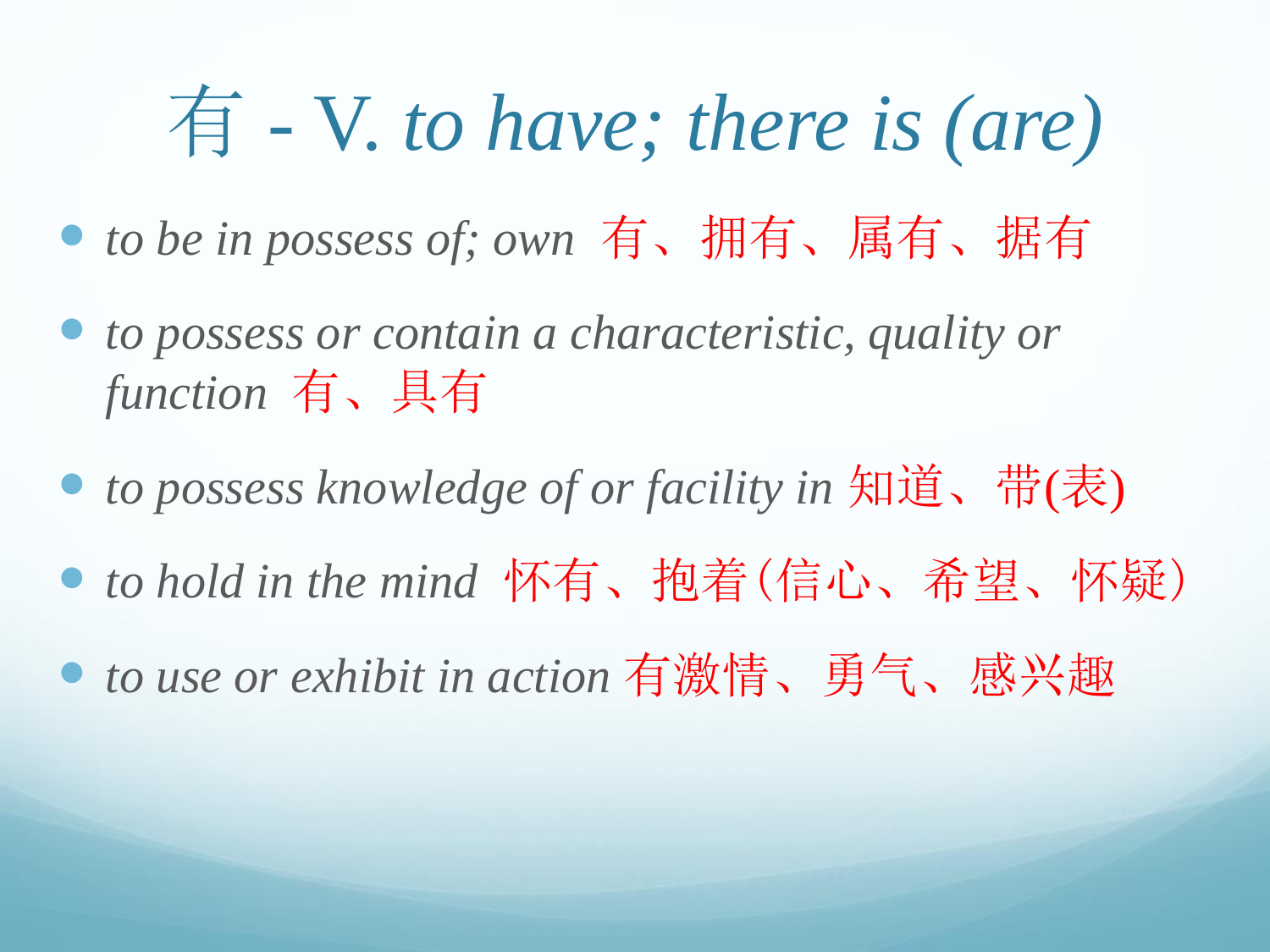# 有 - V. *to have; there is (are)*

- *to be in possess of; own* 有、拥有、属有、据有
- *to possess or contain a characteristic, quality or function* 有、具有
- *to possess knowledge of or facility in* 知道、带(表)
- *to hold in the mind* 怀有、抱着(信心、希望、怀疑)
- *to use or exhibit in action* 有激情、勇气、感兴趣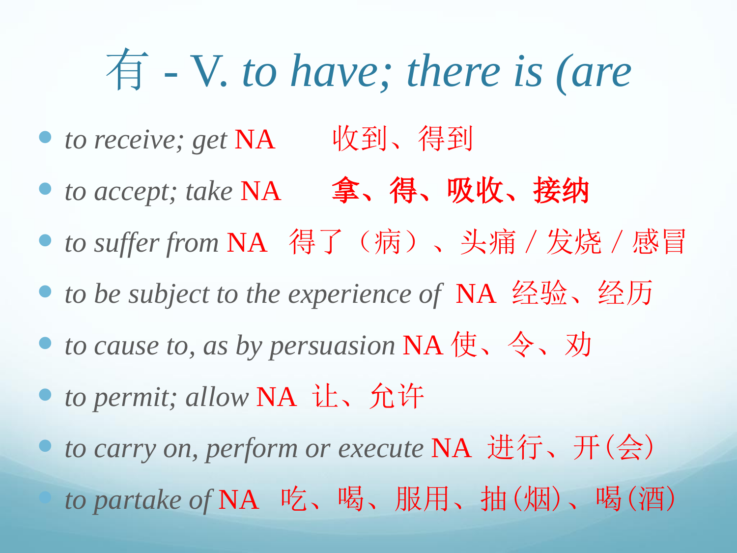# 有 - V. *to have; there is (are*

- *to receive; get* NA 收到、得到
- *to accept; take* NA **拿、得、吸收、接纳**
- *to suffer from* NA 得了（病）、头痛 / 发烧 / 感冒
- *to be subject to the experience of* NA 经验、经历
- *to cause to, as by persuasion* NA 使、令、劝
- *to permit; allow* NA 让、允许
- *to carry on, perform or execute* NA 进行、开(会)
- *to partake of* NA 吃、喝、服用、抽(烟)、喝(酒)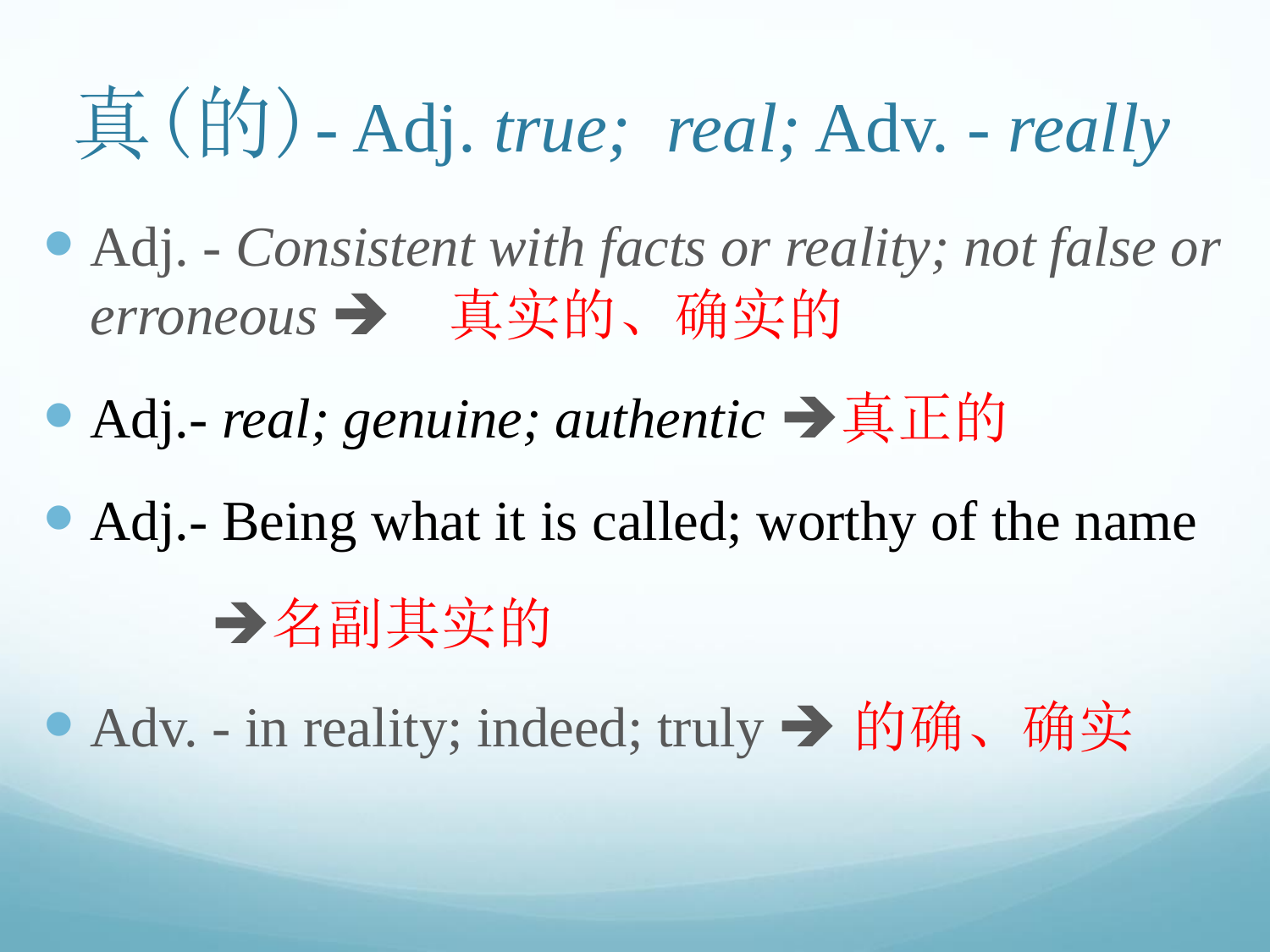# 真(的) - Adj. *true; real;* Adv. - *really*

- Adj. - *Consistent with facts or reality; not false or erroneous* ➔ 真实的、确实的
- Adj.- *real; genuine; authentic* ➔真正的
- Adj.- Being what it is called; worthy of the name

  ➔名副其实的
- Adv. - in reality; indeed; truly ➔ 的确、确实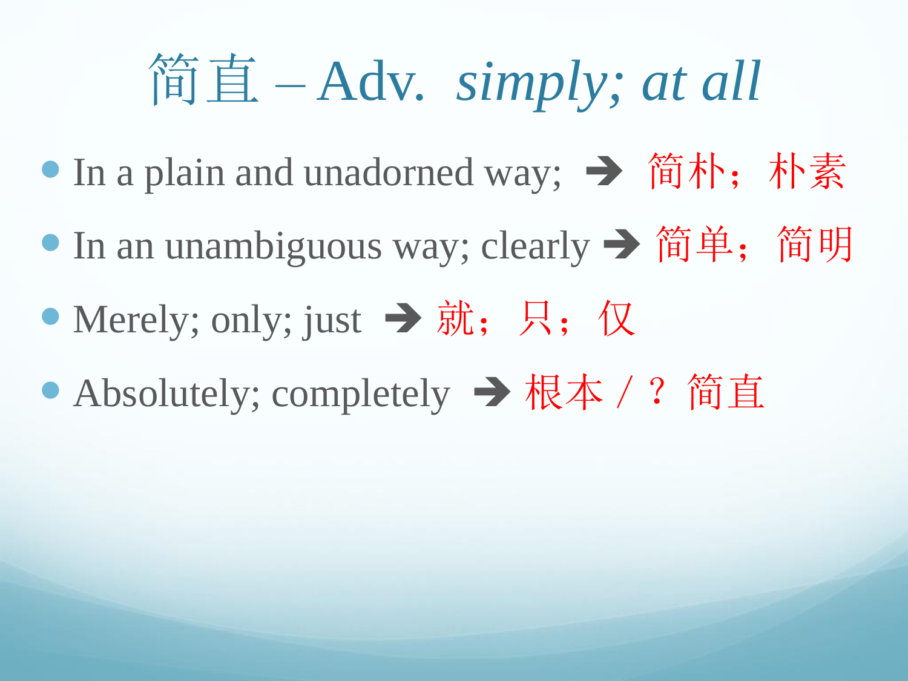# 简直 – Adv. *simply; at all*

- In a plain and unadorned way; ➔ 简朴；朴素
- In an unambiguous way; clearly ➔ 简单；简明
- Merely; only; just ➔ 就；只；仅
- Absolutely; completely ➔ 根本 / ？简直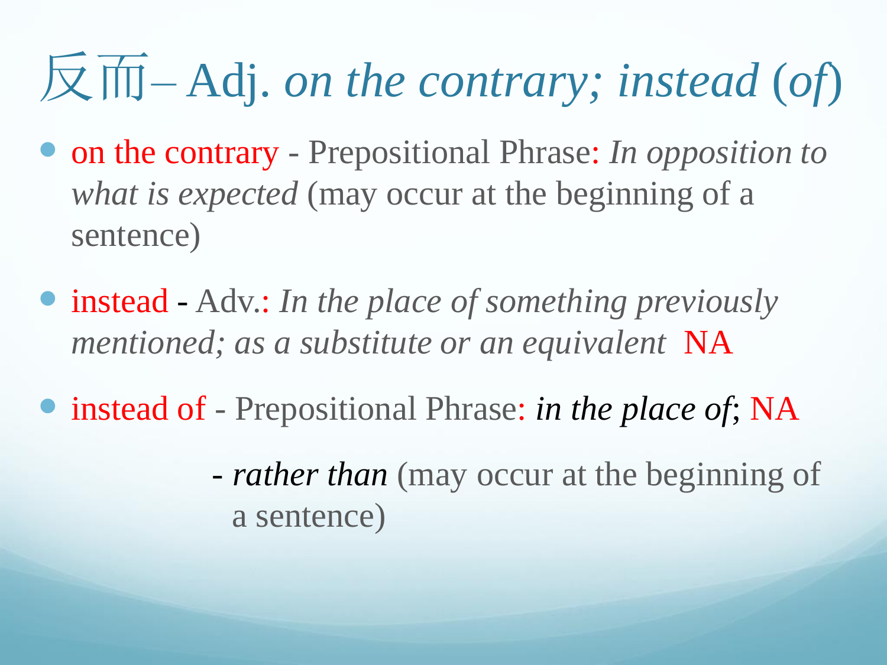# 反而– Adj. *on the contrary; instead (of)*

- on the contrary - Prepositional Phrase: *In opposition to what is expected* (may occur at the beginning of a sentence)
- instead - Adv.: *In the place of something previously mentioned; as a substitute or an equivalent* NA
- instead of - Prepositional Phrase: *in the place of*; NA

  - *rather than* (may occur at the beginning of a sentence)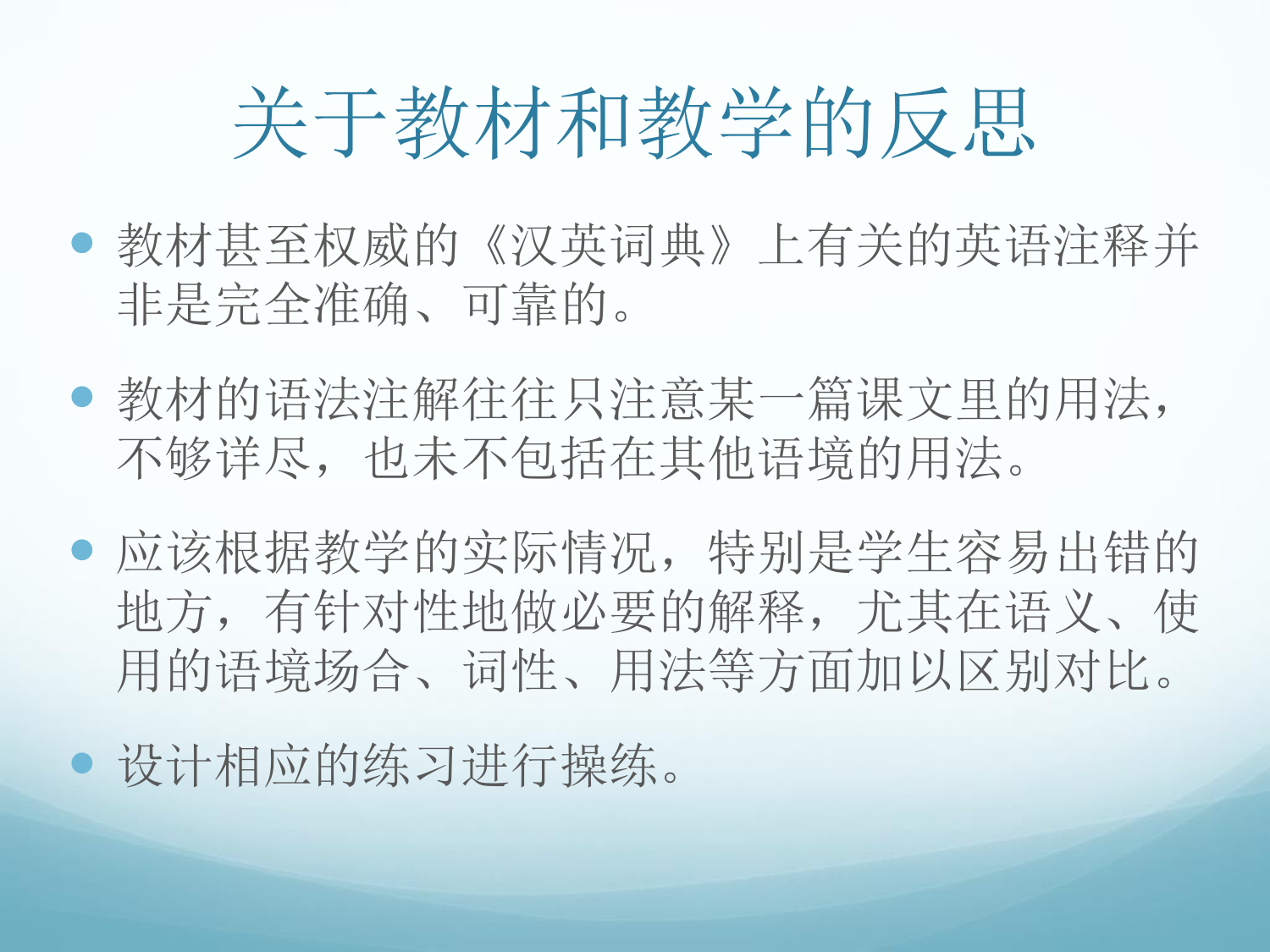# 关于教材和教学的反思

- 教材甚至权威的《汉英词典》上有关的英语注释并非是完全准确、可靠的。
- 教材的语法注解往往只注意某一篇课文里的用法，不够详尽，也未不包括在其他语境的用法。
- 应该根据教学的实际情况，特别是学生容易出错的地方，有针对性地做必要的解释，尤其在语义、使用的语境场合、词性、用法等方面加以区别对比。
- 设计相应的练习进行操练。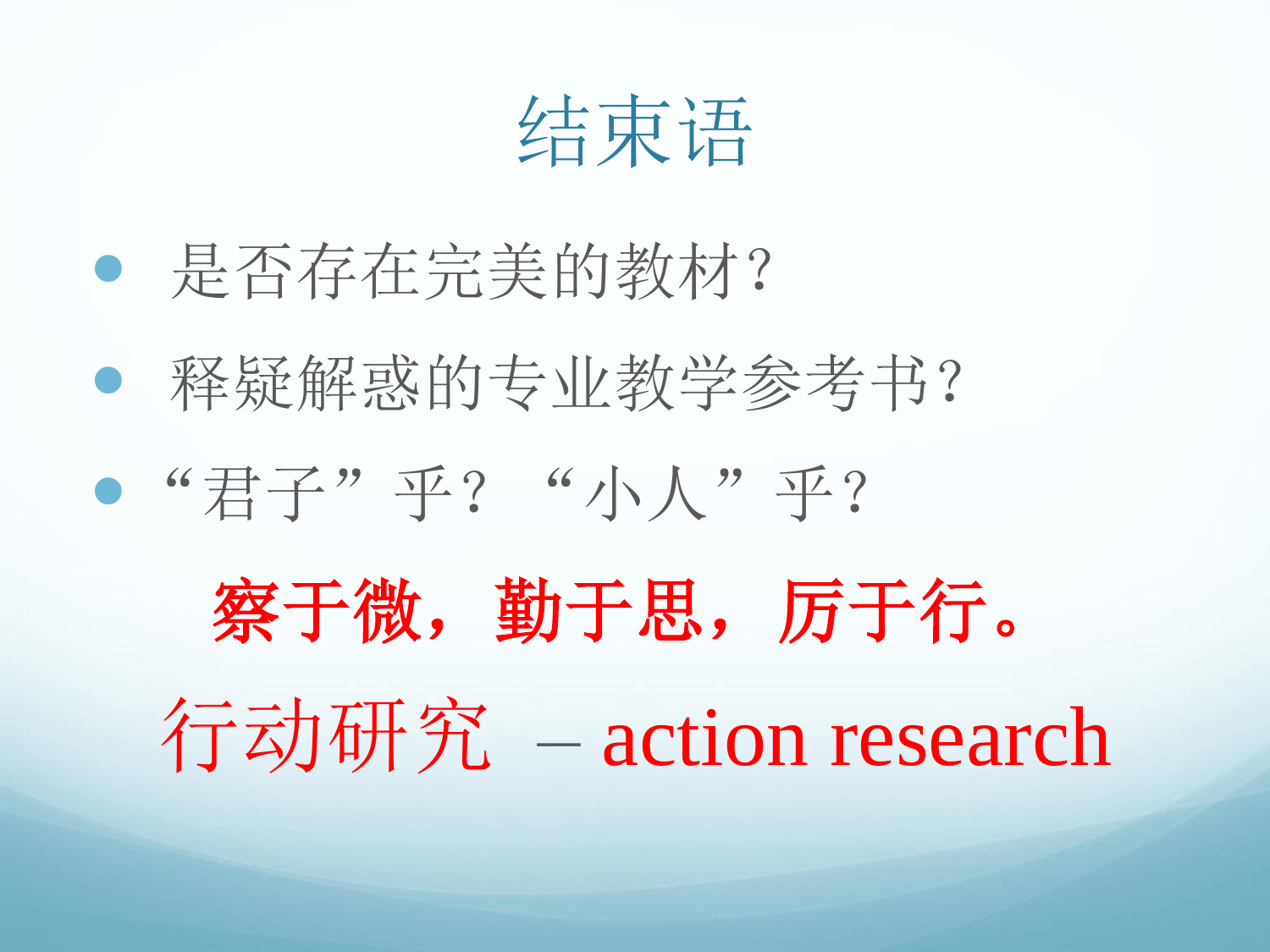# 结束语

- 是否存在完美的教材？
- 释疑解惑的专业教学参考书？
- “君子”乎？“小人”乎？

**察于微，勤于思，厉于行。**

行动研究 – action research